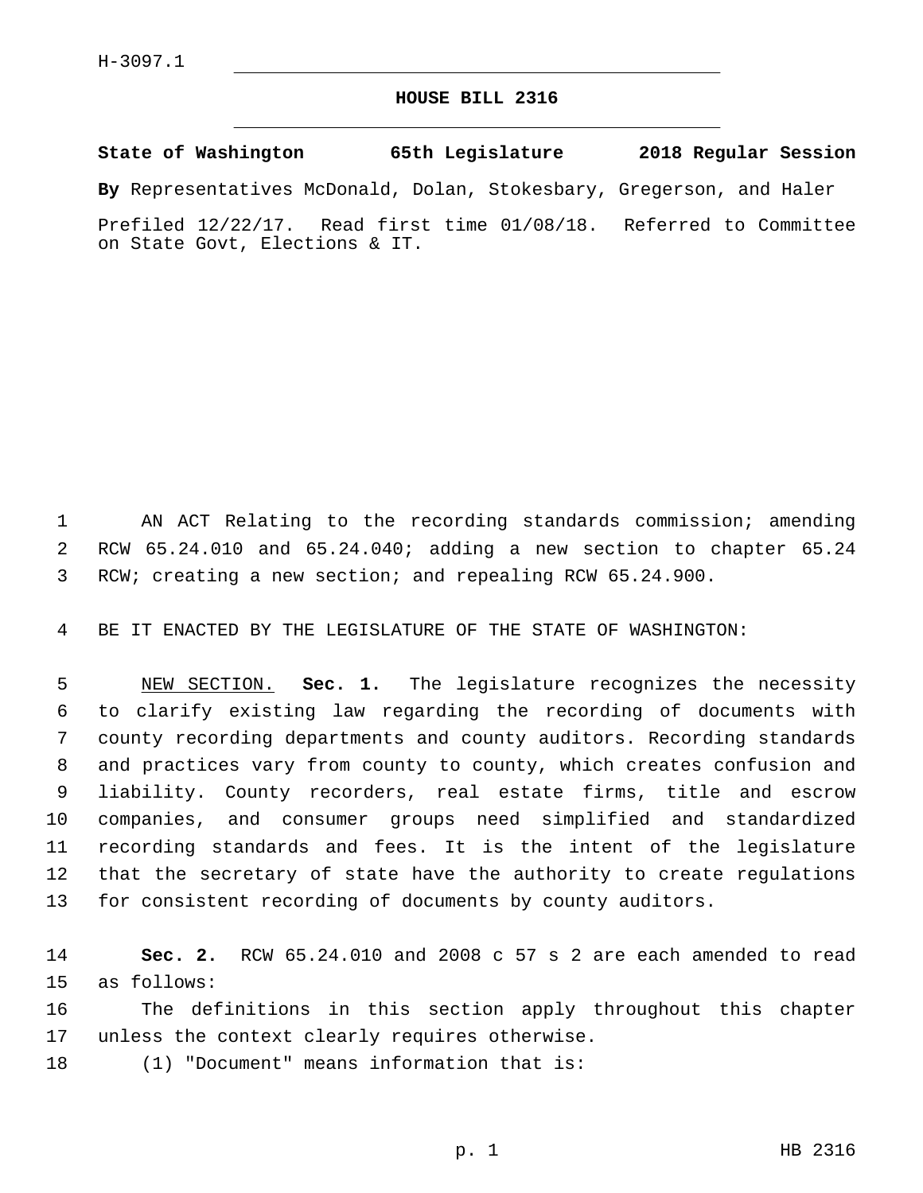H-3097.1

# HOUSE BILL 2316

**State of Washington 65th Legislature 2018 Regular Session**

**By** Representatives McDonald, Dolan, Stokesbary, Gregerson, and Haler

Prefiled 12/22/17. Read first time 01/08/18. Referred to Committee on State Govt, Elections & IT.

AN ACT Relating to the recording standards commission; amending RCW 65.24.010 and 65.24.040; adding a new section to chapter 65.24 RCW; creating a new section; and repealing RCW 65.24.900.

BE IT ENACTED BY THE LEGISLATURE OF THE STATE OF WASHINGTON:

NEW SECTION. **Sec. 1.** The legislature recognizes the necessity to clarify existing law regarding the recording of documents with county recording departments and county auditors. Recording standards and practices vary from county to county, which creates confusion and liability. County recorders, real estate firms, title and escrow companies, and consumer groups need simplified and standardized recording standards and fees. It is the intent of the legislature that the secretary of state have the authority to create regulations for consistent recording of documents by county auditors.

**Sec. 2.** RCW 65.24.010 and 2008 c 57 s 2 are each amended to read as follows:

The definitions in this section apply throughout this chapter unless the context clearly requires otherwise.

(1) "Document" means information that is: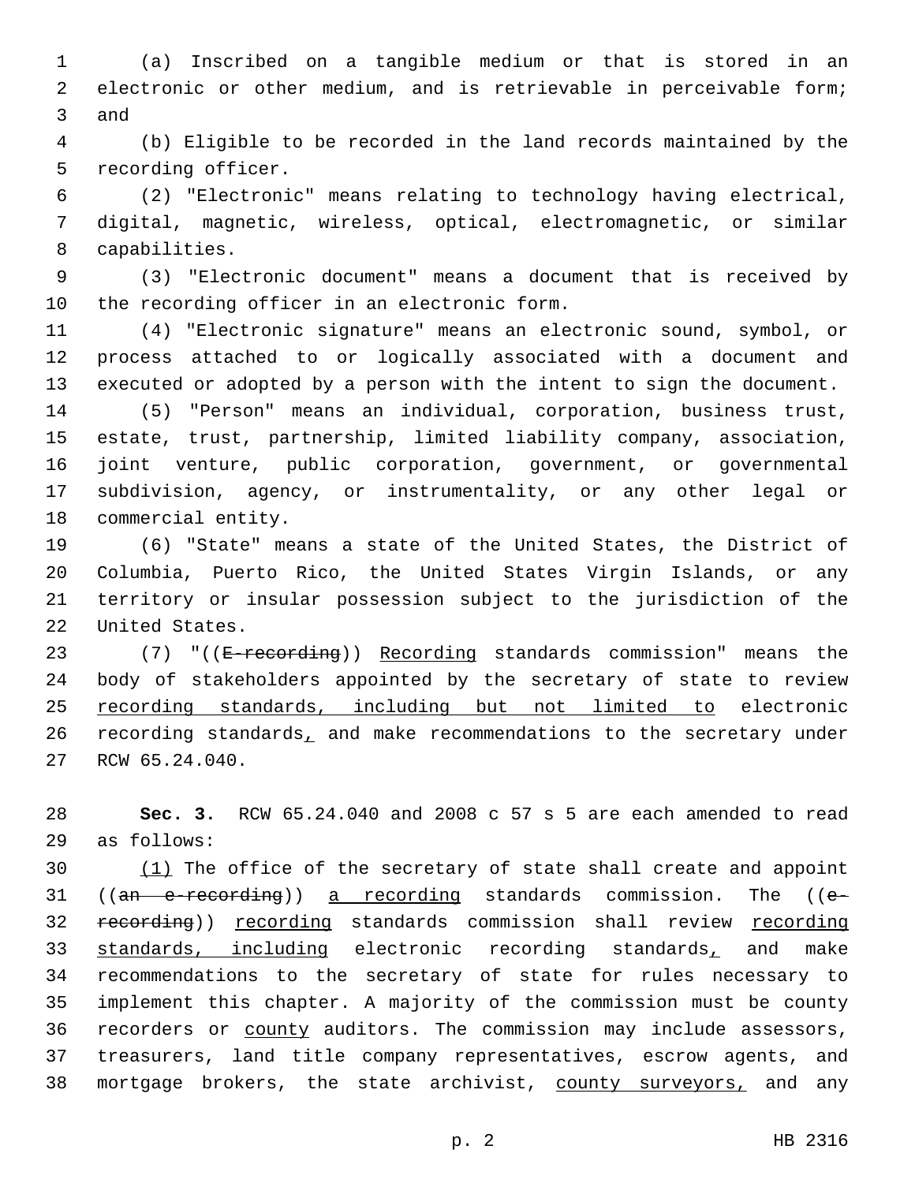(a) Inscribed on a tangible medium or that is stored in an electronic or other medium, and is retrievable in perceivable form; and

(b) Eligible to be recorded in the land records maintained by the recording officer.

(2) "Electronic" means relating to technology having electrical, digital, magnetic, wireless, optical, electromagnetic, or similar capabilities.

(3) "Electronic document" means a document that is received by the recording officer in an electronic form.

(4) "Electronic signature" means an electronic sound, symbol, or process attached to or logically associated with a document and executed or adopted by a person with the intent to sign the document.

(5) "Person" means an individual, corporation, business trust, estate, trust, partnership, limited liability company, association, joint venture, public corporation, government, or governmental subdivision, agency, or instrumentality, or any other legal or commercial entity.

(6) "State" means a state of the United States, the District of Columbia, Puerto Rico, the United States Virgin Islands, or any territory or insular possession subject to the jurisdiction of the United States.

(7) "((~~E-recording~~)) <u>Recording</u> standards commission" means the body of stakeholders appointed by the secretary of state to review <u>recording standards, including but not limited to</u> electronic recording standards<u>,</u> and make recommendations to the secretary under RCW 65.24.040.

**Sec. 3.** RCW 65.24.040 and 2008 c 57 s 5 are each amended to read as follows:

<u>(1)</u> The office of the secretary of state shall create and appoint ((~~an e-recording~~)) <u>a recording</u> standards commission. The ((~~e-recording~~)) <u>recording</u> standards commission shall review <u>recording standards, including</u> electronic recording standards<u>,</u> and make recommendations to the secretary of state for rules necessary to implement this chapter. A majority of the commission must be county recorders or <u>county</u> auditors. The commission may include assessors, treasurers, land title company representatives, escrow agents, and mortgage brokers, the state archivist, <u>county surveyors,</u> and any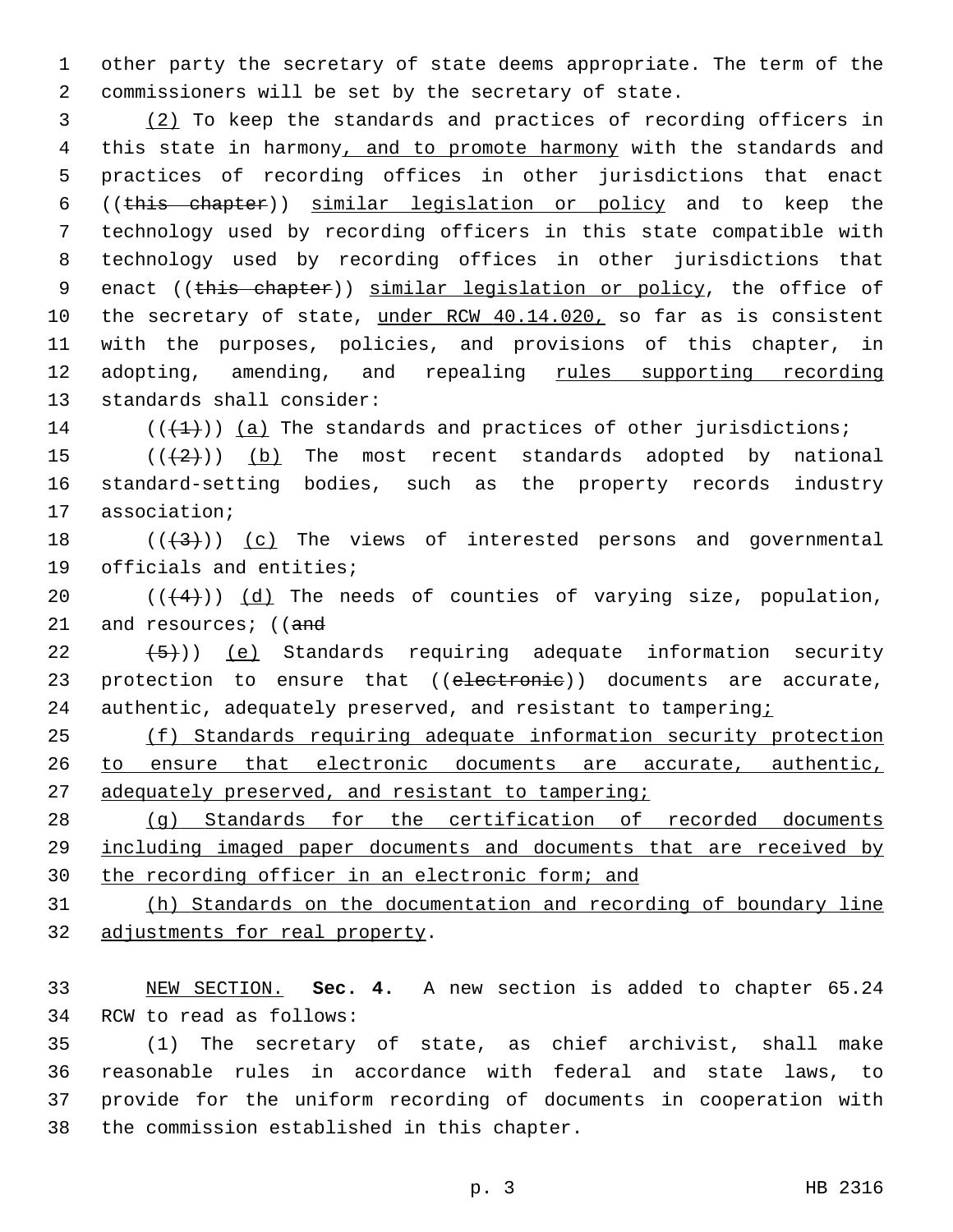other party the secretary of state deems appropriate. The term of the commissioners will be set by the secretary of state.

(2) To keep the standards and practices of recording officers in this state in harmony, and to promote harmony with the standards and practices of recording offices in other jurisdictions that enact ((this chapter)) similar legislation or policy and to keep the technology used by recording officers in this state compatible with technology used by recording offices in other jurisdictions that enact ((this chapter)) similar legislation or policy, the office of the secretary of state, under RCW 40.14.020, so far as is consistent with the purposes, policies, and provisions of this chapter, in adopting, amending, and repealing rules supporting recording standards shall consider:

(((1))) (a) The standards and practices of other jurisdictions;

(((2))) (b) The most recent standards adopted by national standard-setting bodies, such as the property records industry association;

(((3))) (c) The views of interested persons and governmental officials and entities;

(((4))) (d) The needs of counties of varying size, population, and resources; ((and

(5))) (e) Standards requiring adequate information security protection to ensure that ((electronic)) documents are accurate, authentic, adequately preserved, and resistant to tampering;

(f) Standards requiring adequate information security protection to ensure that electronic documents are accurate, authentic, adequately preserved, and resistant to tampering;

(g) Standards for the certification of recorded documents including imaged paper documents and documents that are received by the recording officer in an electronic form; and

(h) Standards on the documentation and recording of boundary line adjustments for real property.

NEW SECTION. **Sec. 4.** A new section is added to chapter 65.24 RCW to read as follows:

(1) The secretary of state, as chief archivist, shall make reasonable rules in accordance with federal and state laws, to provide for the uniform recording of documents in cooperation with the commission established in this chapter.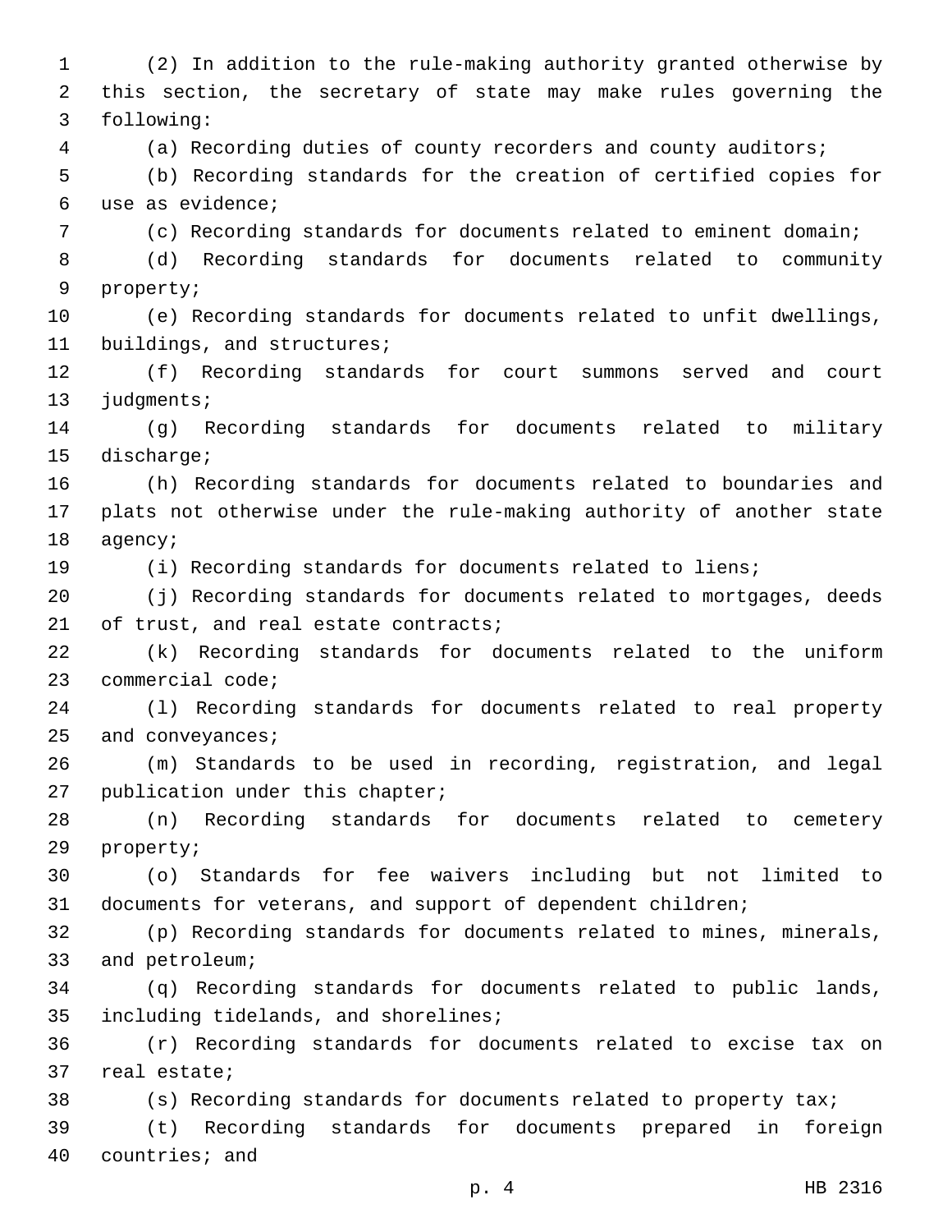(2) In addition to the rule-making authority granted otherwise by this section, the secretary of state may make rules governing the following:

(a) Recording duties of county recorders and county auditors;

(b) Recording standards for the creation of certified copies for use as evidence;

(c) Recording standards for documents related to eminent domain;

(d) Recording standards for documents related to community property;

(e) Recording standards for documents related to unfit dwellings, buildings, and structures;

(f) Recording standards for court summons served and court judgments;

(g) Recording standards for documents related to military discharge;

(h) Recording standards for documents related to boundaries and plats not otherwise under the rule-making authority of another state agency;

(i) Recording standards for documents related to liens;

(j) Recording standards for documents related to mortgages, deeds of trust, and real estate contracts;

(k) Recording standards for documents related to the uniform commercial code;

(l) Recording standards for documents related to real property and conveyances;

(m) Standards to be used in recording, registration, and legal publication under this chapter;

(n) Recording standards for documents related to cemetery property;

(o) Standards for fee waivers including but not limited to documents for veterans, and support of dependent children;

(p) Recording standards for documents related to mines, minerals, and petroleum;

(q) Recording standards for documents related to public lands, including tidelands, and shorelines;

(r) Recording standards for documents related to excise tax on real estate;

(s) Recording standards for documents related to property tax;

(t) Recording standards for documents prepared in foreign countries; and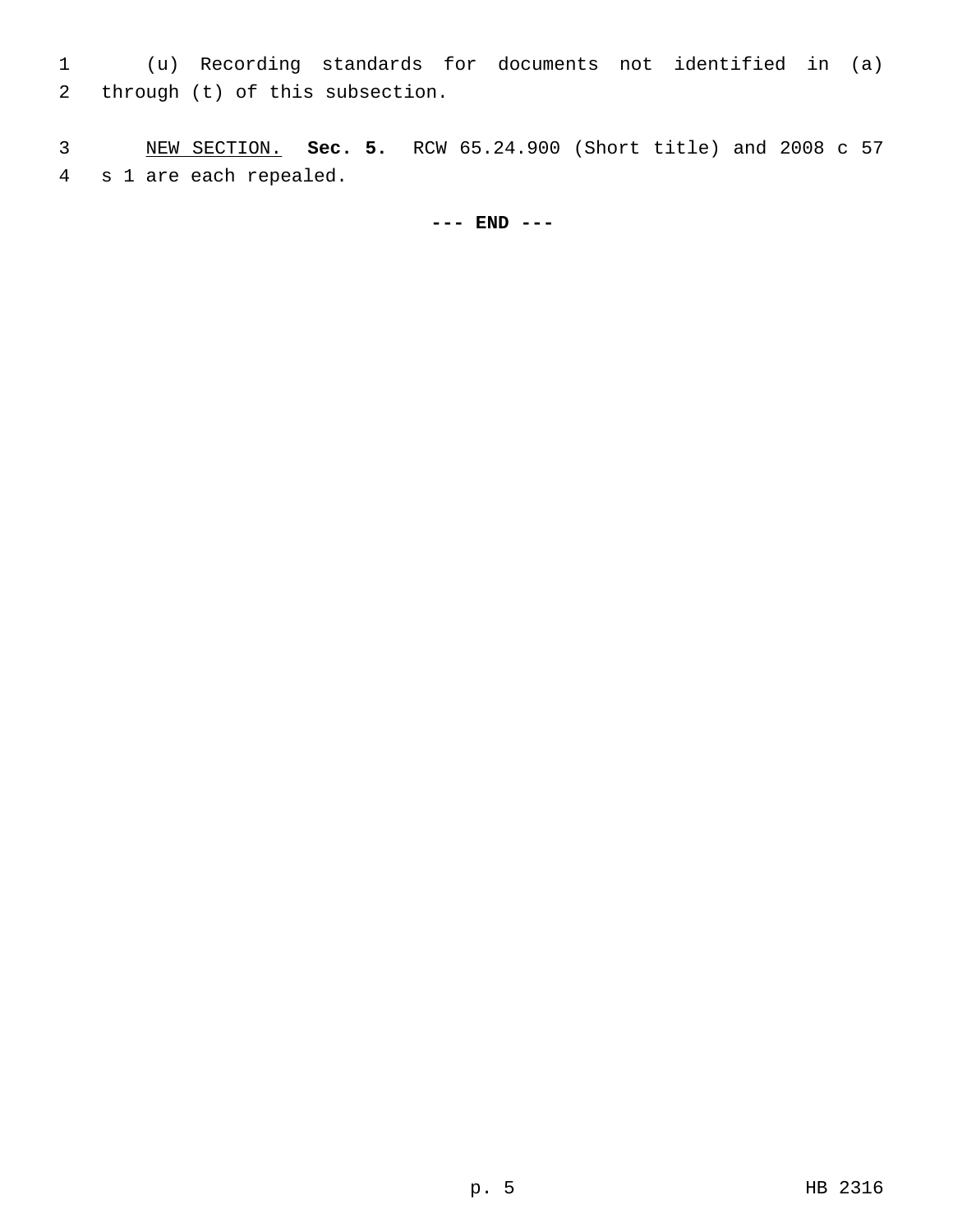(u) Recording standards for documents not identified in (a) through (t) of this subsection.

NEW SECTION. **Sec. 5.** RCW 65.24.900 (Short title) and 2008 c 57 s 1 are each repealed.

**--- END ---**